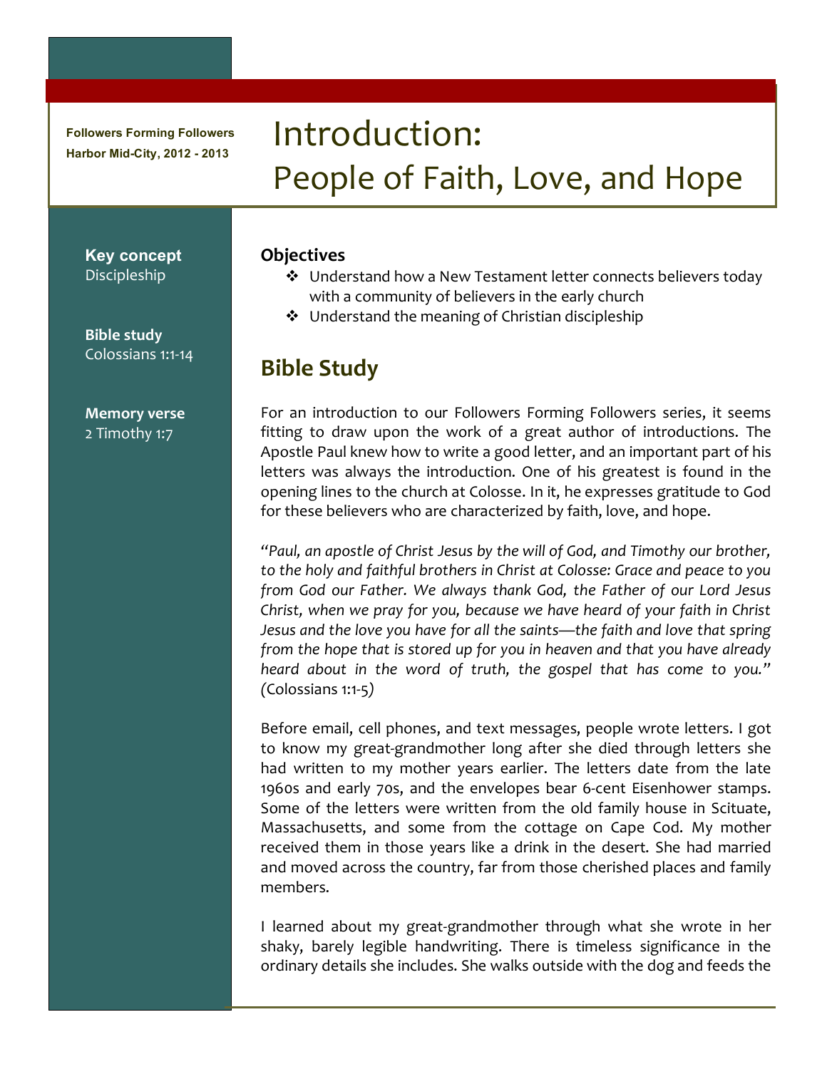Followers Forming Followers
Harbor Mid-City, 2012 - 2013

# Introduction: People of Faith, Love, and Hope

**Key concept**
Discipleship

**Bible study**
Colossians 1:1-14

**Memory verse**
2 Timothy 1:7

### Objectives

- Understand how a New Testament letter connects believers today with a community of believers in the early church
- Understand the meaning of Christian discipleship

## Bible Study

For an introduction to our Followers Forming Followers series, it seems fitting to draw upon the work of a great author of introductions. The Apostle Paul knew how to write a good letter, and an important part of his letters was always the introduction. One of his greatest is found in the opening lines to the church at Colosse. In it, he expresses gratitude to God for these believers who are characterized by faith, love, and hope.

*"Paul, an apostle of Christ Jesus by the will of God, and Timothy our brother, to the holy and faithful brothers in Christ at Colosse: Grace and peace to you from God our Father. We always thank God, the Father of our Lord Jesus Christ, when we pray for you, because we have heard of your faith in Christ Jesus and the love you have for all the saints—the faith and love that spring from the hope that is stored up for you in heaven and that you have already heard about in the word of truth, the gospel that has come to you."* (Colossians 1:1-5)

Before email, cell phones, and text messages, people wrote letters. I got to know my great-grandmother long after she died through letters she had written to my mother years earlier. The letters date from the late 1960s and early 70s, and the envelopes bear 6-cent Eisenhower stamps. Some of the letters were written from the old family house in Scituate, Massachusetts, and some from the cottage on Cape Cod. My mother received them in those years like a drink in the desert. She had married and moved across the country, far from those cherished places and family members.

I learned about my great-grandmother through what she wrote in her shaky, barely legible handwriting. There is timeless significance in the ordinary details she includes. She walks outside with the dog and feeds the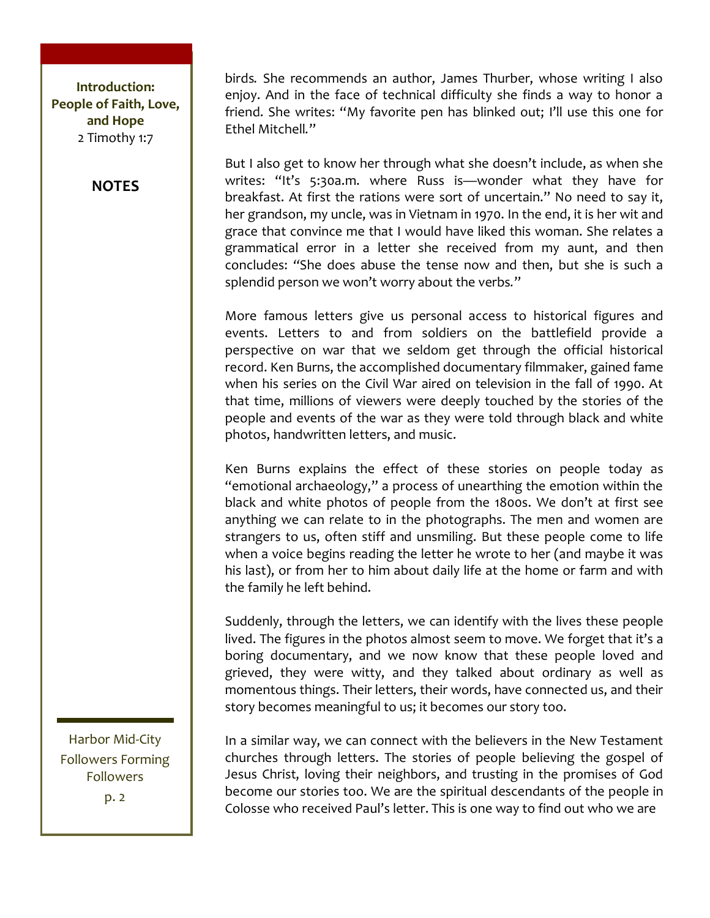birds. She recommends an author, James Thurber, whose writing I also enjoy. And in the face of technical difficulty she finds a way to honor a friend. She writes: "My favorite pen has blinked out; I'll use this one for Ethel Mitchell."

But I also get to know her through what she doesn't include, as when she writes: "It's 5:30a.m. where Russ is—wonder what they have for breakfast. At first the rations were sort of uncertain." No need to say it, her grandson, my uncle, was in Vietnam in 1970. In the end, it is her wit and grace that convince me that I would have liked this woman. She relates a grammatical error in a letter she received from my aunt, and then concludes: "She does abuse the tense now and then, but she is such a splendid person we won't worry about the verbs."

More famous letters give us personal access to historical figures and events. Letters to and from soldiers on the battlefield provide a perspective on war that we seldom get through the official historical record. Ken Burns, the accomplished documentary filmmaker, gained fame when his series on the Civil War aired on television in the fall of 1990. At that time, millions of viewers were deeply touched by the stories of the people and events of the war as they were told through black and white photos, handwritten letters, and music.

Ken Burns explains the effect of these stories on people today as "emotional archaeology," a process of unearthing the emotion within the black and white photos of people from the 1800s. We don't at first see anything we can relate to in the photographs. The men and women are strangers to us, often stiff and unsmiling. But these people come to life when a voice begins reading the letter he wrote to her (and maybe it was his last), or from her to him about daily life at the home or farm and with the family he left behind.

Suddenly, through the letters, we can identify with the lives these people lived. The figures in the photos almost seem to move. We forget that it's a boring documentary, and we now know that these people loved and grieved, they were witty, and they talked about ordinary as well as momentous things. Their letters, their words, have connected us, and their story becomes meaningful to us; it becomes our story too.

In a similar way, we can connect with the believers in the New Testament churches through letters. The stories of people believing the gospel of Jesus Christ, loving their neighbors, and trusting in the promises of God become our stories too. We are the spiritual descendants of the people in Colosse who received Paul's letter. This is one way to find out who we are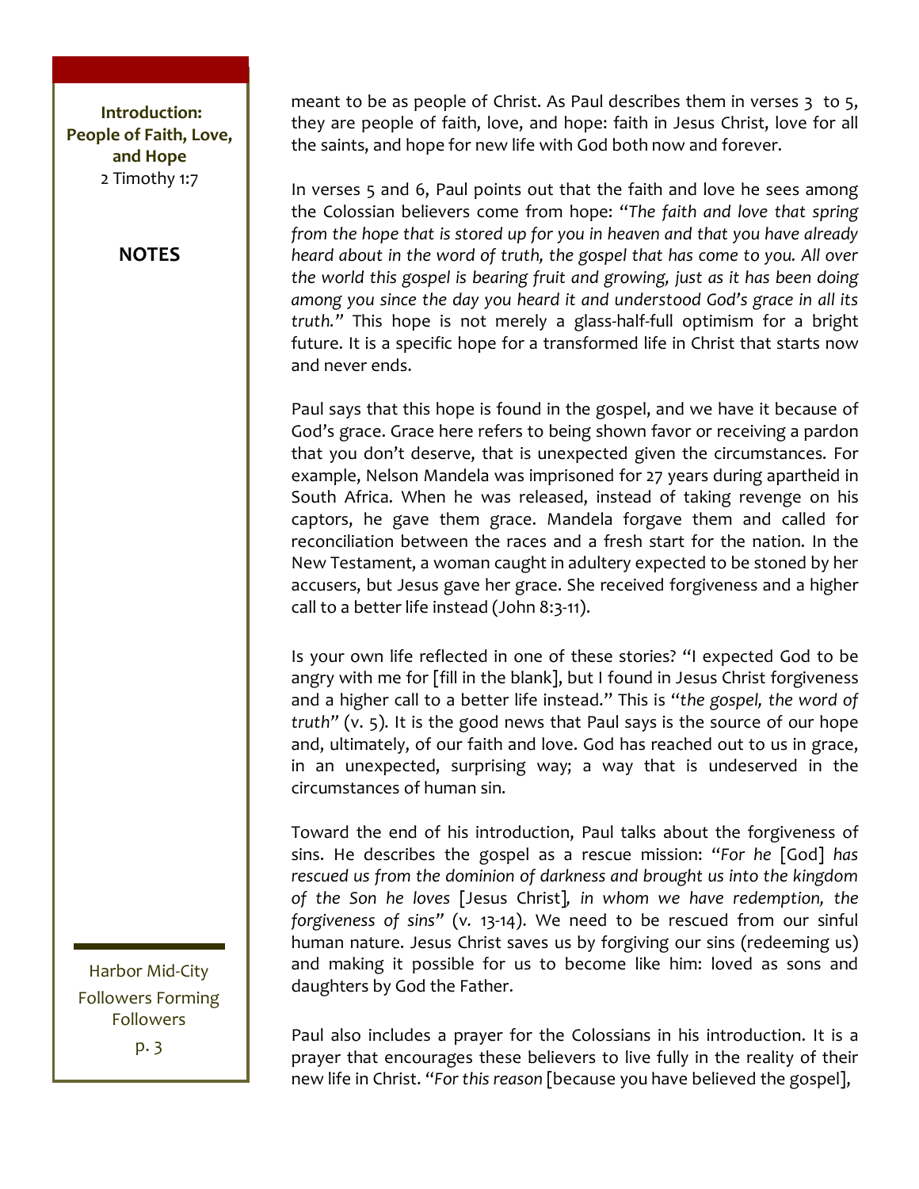meant to be as people of Christ. As Paul describes them in verses 3 to 5, they are people of faith, love, and hope: faith in Jesus Christ, love for all the saints, and hope for new life with God both now and forever.

In verses 5 and 6, Paul points out that the faith and love he sees among the Colossian believers come from hope: *"The faith and love that spring from the hope that is stored up for you in heaven and that you have already heard about in the word of truth, the gospel that has come to you. All over the world this gospel is bearing fruit and growing, just as it has been doing among you since the day you heard it and understood God's grace in all its truth."* This hope is not merely a glass-half-full optimism for a bright future. It is a specific hope for a transformed life in Christ that starts now and never ends.

Paul says that this hope is found in the gospel, and we have it because of God's grace. Grace here refers to being shown favor or receiving a pardon that you don't deserve, that is unexpected given the circumstances. For example, Nelson Mandela was imprisoned for 27 years during apartheid in South Africa. When he was released, instead of taking revenge on his captors, he gave them grace. Mandela forgave them and called for reconciliation between the races and a fresh start for the nation. In the New Testament, a woman caught in adultery expected to be stoned by her accusers, but Jesus gave her grace. She received forgiveness and a higher call to a better life instead (John 8:3-11).

Is your own life reflected in one of these stories? "I expected God to be angry with me for [fill in the blank], but I found in Jesus Christ forgiveness and a higher call to a better life instead." This is "*the gospel, the word of truth*" (v. 5). It is the good news that Paul says is the source of our hope and, ultimately, of our faith and love. God has reached out to us in grace, in an unexpected, surprising way; a way that is undeserved in the circumstances of human sin.

Toward the end of his introduction, Paul talks about the forgiveness of sins. He describes the gospel as a rescue mission: "*For he* [God] *has rescued us from the dominion of darkness and brought us into the kingdom of the Son he loves* [Jesus Christ]*, in whom we have redemption, the forgiveness of sins*" (v. 13-14). We need to be rescued from our sinful human nature. Jesus Christ saves us by forgiving our sins (redeeming us) and making it possible for us to become like him: loved as sons and daughters by God the Father.

Paul also includes a prayer for the Colossians in his introduction. It is a prayer that encourages these believers to live fully in the reality of their new life in Christ. "*For this reason* [because you have believed the gospel],

**Introduction: People of Faith, Love, and Hope**
2 Timothy 1:7

**NOTES**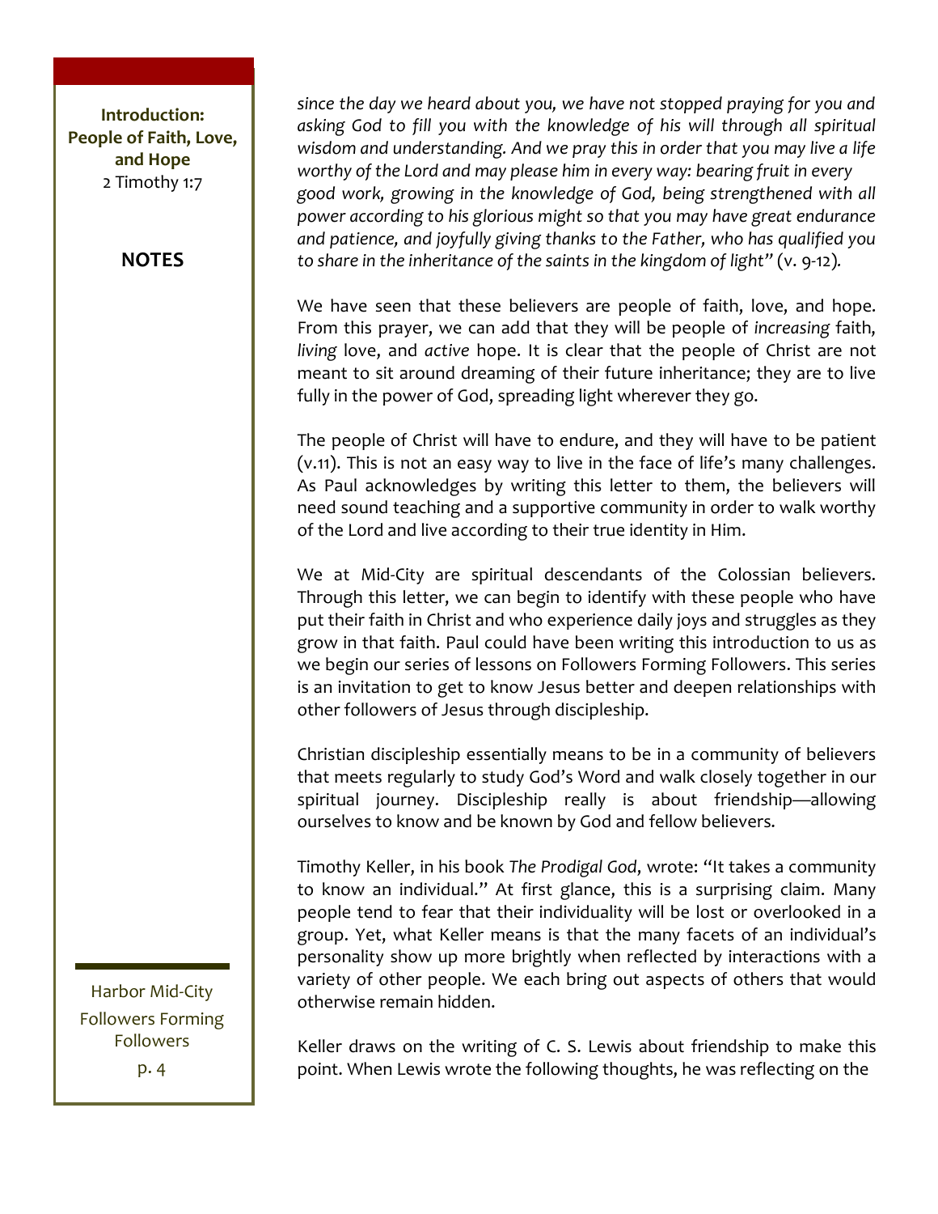*since the day we heard about you, we have not stopped praying for you and asking God to fill you with the knowledge of his will through all spiritual wisdom and understanding. And we pray this in order that you may live a life worthy of the Lord and may please him in every way: bearing fruit in every good work, growing in the knowledge of God, being strengthened with all power according to his glorious might so that you may have great endurance and patience, and joyfully giving thanks to the Father, who has qualified you to share in the inheritance of the saints in the kingdom of light"* (v. 9-12).

We have seen that these believers are people of faith, love, and hope. From this prayer, we can add that they will be people of *increasing* faith, *living* love, and *active* hope. It is clear that the people of Christ are not meant to sit around dreaming of their future inheritance; they are to live fully in the power of God, spreading light wherever they go.

The people of Christ will have to endure, and they will have to be patient (v.11). This is not an easy way to live in the face of life's many challenges. As Paul acknowledges by writing this letter to them, the believers will need sound teaching and a supportive community in order to walk worthy of the Lord and live according to their true identity in Him.

We at Mid-City are spiritual descendants of the Colossian believers. Through this letter, we can begin to identify with these people who have put their faith in Christ and who experience daily joys and struggles as they grow in that faith. Paul could have been writing this introduction to us as we begin our series of lessons on Followers Forming Followers. This series is an invitation to get to know Jesus better and deepen relationships with other followers of Jesus through discipleship.

Christian discipleship essentially means to be in a community of believers that meets regularly to study God's Word and walk closely together in our spiritual journey. Discipleship really is about friendship—allowing ourselves to know and be known by God and fellow believers.

Timothy Keller, in his book *The Prodigal God*, wrote: "It takes a community to know an individual." At first glance, this is a surprising claim. Many people tend to fear that their individuality will be lost or overlooked in a group. Yet, what Keller means is that the many facets of an individual's personality show up more brightly when reflected by interactions with a variety of other people. We each bring out aspects of others that would otherwise remain hidden.

Keller draws on the writing of C. S. Lewis about friendship to make this point. When Lewis wrote the following thoughts, he was reflecting on the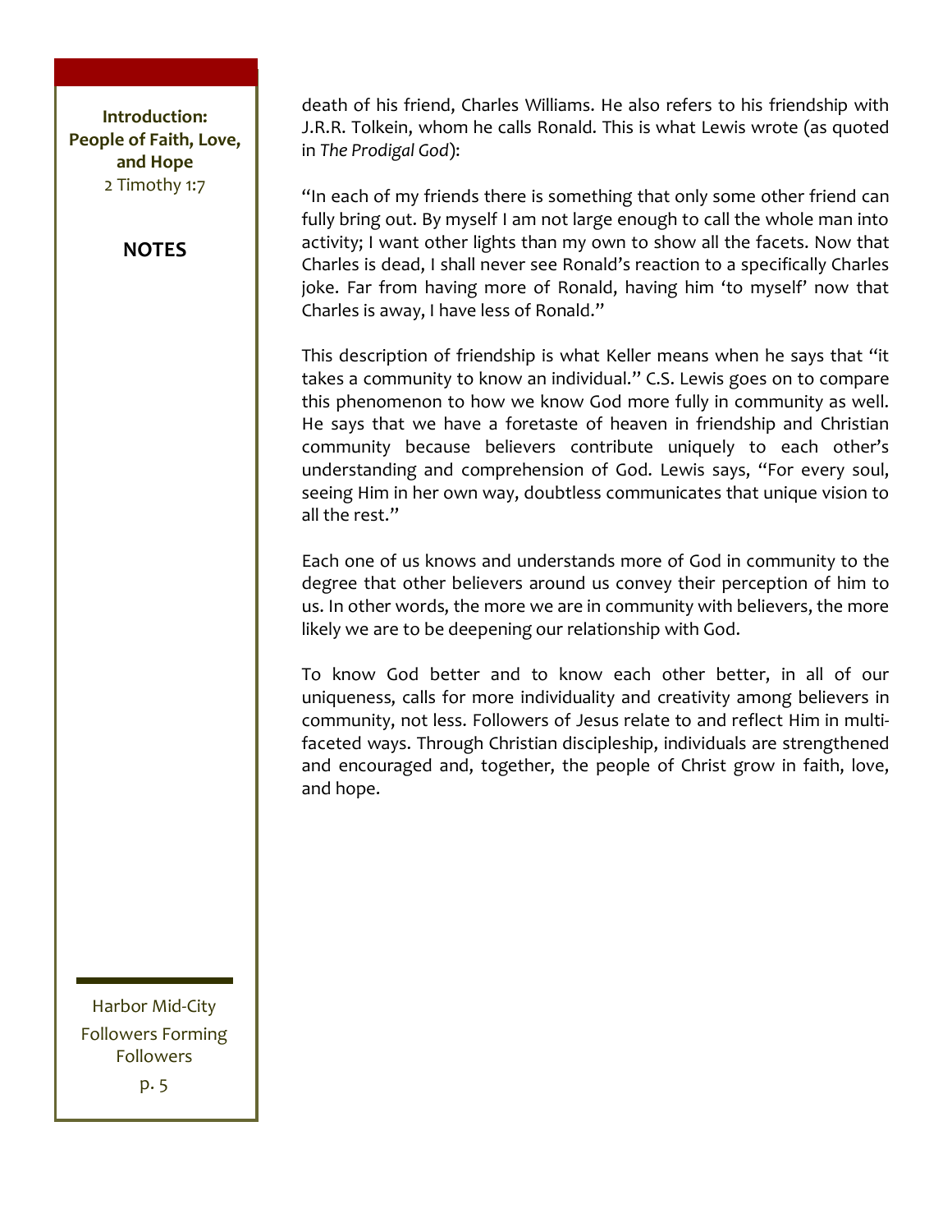death of his friend, Charles Williams. He also refers to his friendship with J.R.R. Tolkein, whom he calls Ronald. This is what Lewis wrote (as quoted in *The Prodigal God*):

"In each of my friends there is something that only some other friend can fully bring out. By myself I am not large enough to call the whole man into activity; I want other lights than my own to show all the facets. Now that Charles is dead, I shall never see Ronald's reaction to a specifically Charles joke. Far from having more of Ronald, having him 'to myself' now that Charles is away, I have less of Ronald."

This description of friendship is what Keller means when he says that "it takes a community to know an individual." C.S. Lewis goes on to compare this phenomenon to how we know God more fully in community as well. He says that we have a foretaste of heaven in friendship and Christian community because believers contribute uniquely to each other's understanding and comprehension of God. Lewis says, "For every soul, seeing Him in her own way, doubtless communicates that unique vision to all the rest."

Each one of us knows and understands more of God in community to the degree that other believers around us convey their perception of him to us. In other words, the more we are in community with believers, the more likely we are to be deepening our relationship with God.

To know God better and to know each other better, in all of our uniqueness, calls for more individuality and creativity among believers in community, not less. Followers of Jesus relate to and reflect Him in multi-faceted ways. Through Christian discipleship, individuals are strengthened and encouraged and, together, the people of Christ grow in faith, love, and hope.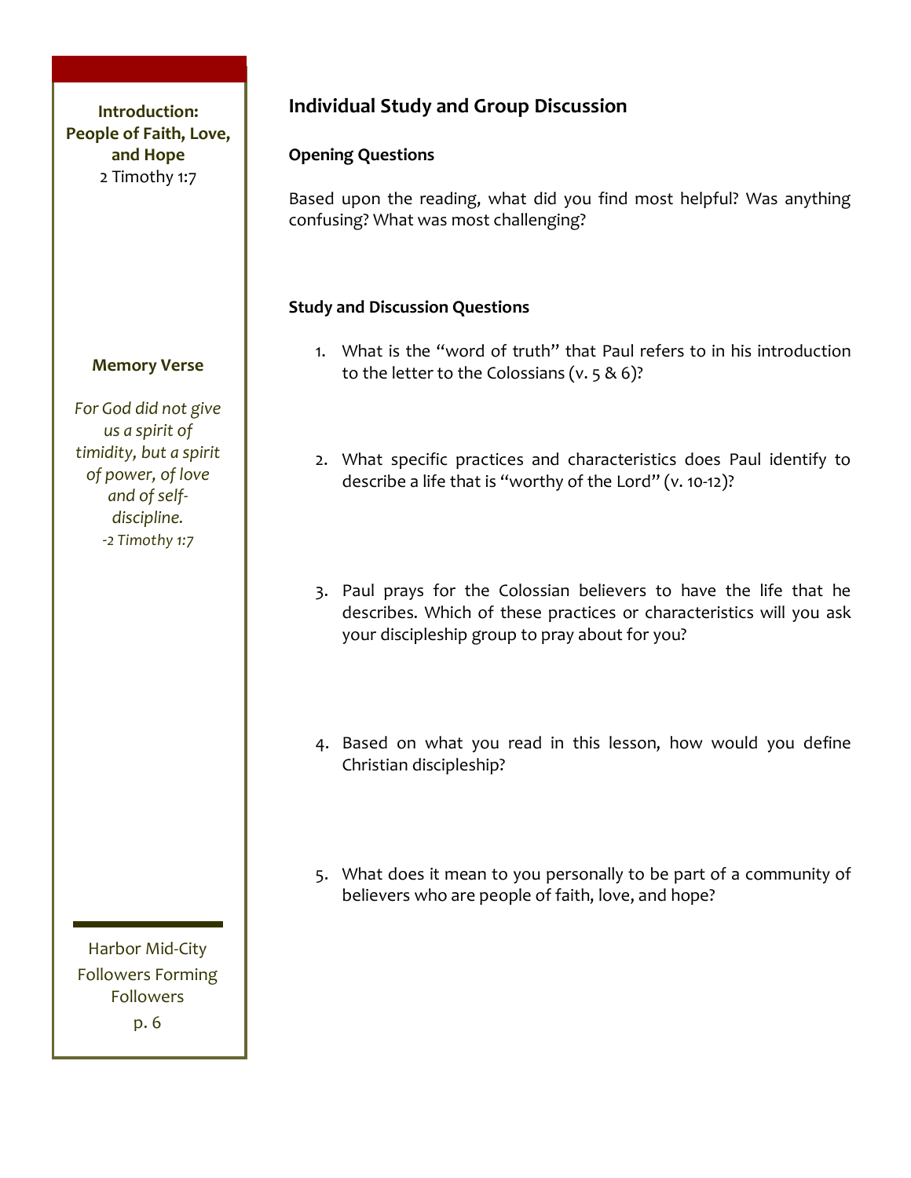**Introduction: People of Faith, Love, and Hope**
2 Timothy 1:7

**Memory Verse**

*For God did not give us a spirit of timidity, but a spirit of power, of love and of self-discipline.*
*-2 Timothy 1:7*

## Individual Study and Group Discussion

### Opening Questions

Based upon the reading, what did you find most helpful? Was anything confusing? What was most challenging?

### Study and Discussion Questions

1. What is the "word of truth" that Paul refers to in his introduction to the letter to the Colossians (v. 5 & 6)?
2. What specific practices and characteristics does Paul identify to describe a life that is "worthy of the Lord" (v. 10-12)?
3. Paul prays for the Colossian believers to have the life that he describes. Which of these practices or characteristics will you ask your discipleship group to pray about for you?
4. Based on what you read in this lesson, how would you define Christian discipleship?
5. What does it mean to you personally to be part of a community of believers who are people of faith, love, and hope?